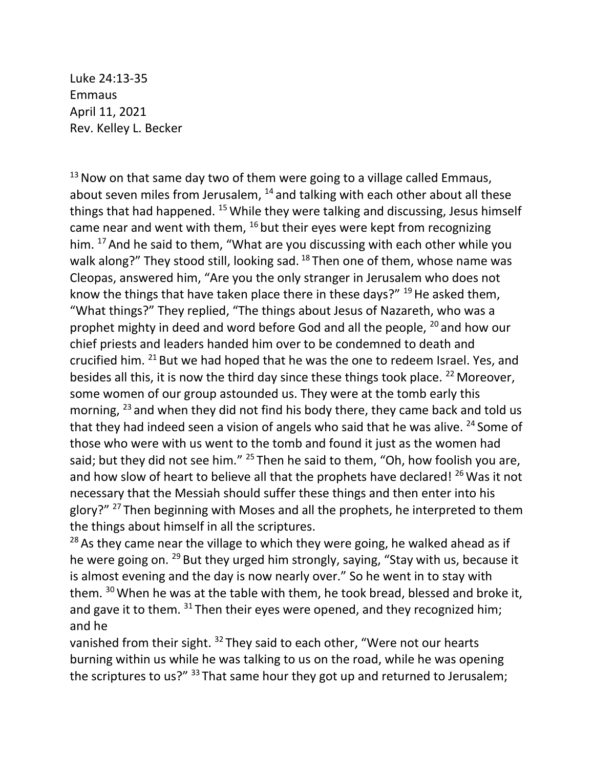Luke 24:13-35
Emmaus
April 11, 2021
Rev. Kelley L. Becker

[13] Now on that same day two of them were going to a village called Emmaus, about seven miles from Jerusalem, [14] and talking with each other about all these things that had happened. [15] While they were talking and discussing, Jesus himself came near and went with them, [16] but their eyes were kept from recognizing him. [17] And he said to them, "What are you discussing with each other while you walk along?" They stood still, looking sad. [18] Then one of them, whose name was Cleopas, answered him, "Are you the only stranger in Jerusalem who does not know the things that have taken place there in these days?" [19] He asked them, "What things?" They replied, "The things about Jesus of Nazareth, who was a prophet mighty in deed and word before God and all the people, [20] and how our chief priests and leaders handed him over to be condemned to death and crucified him. [21] But we had hoped that he was the one to redeem Israel. Yes, and besides all this, it is now the third day since these things took place. [22] Moreover, some women of our group astounded us. They were at the tomb early this morning, [23] and when they did not find his body there, they came back and told us that they had indeed seen a vision of angels who said that he was alive. [24] Some of those who were with us went to the tomb and found it just as the women had said; but they did not see him." [25] Then he said to them, "Oh, how foolish you are, and how slow of heart to believe all that the prophets have declared! [26] Was it not necessary that the Messiah should suffer these things and then enter into his glory?" [27] Then beginning with Moses and all the prophets, he interpreted to them the things about himself in all the scriptures.

[28] As they came near the village to which they were going, he walked ahead as if he were going on. [29] But they urged him strongly, saying, "Stay with us, because it is almost evening and the day is now nearly over." So he went in to stay with them. [30] When he was at the table with them, he took bread, blessed and broke it, and gave it to them. [31] Then their eyes were opened, and they recognized him; and he vanished from their sight. [32] They said to each other, "Were not our hearts burning within us while he was talking to us on the road, while he was opening the scriptures to us?" [33] That same hour they got up and returned to Jerusalem;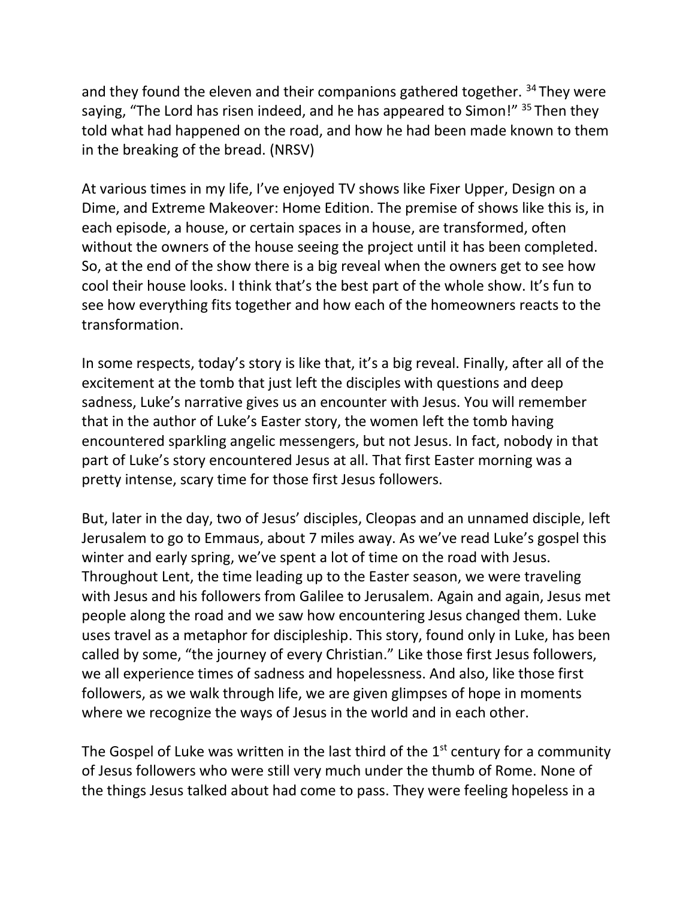and they found the eleven and their companions gathered together. [34] They were saying, "The Lord has risen indeed, and he has appeared to Simon!" [35] Then they told what had happened on the road, and how he had been made known to them in the breaking of the bread. (NRSV)

At various times in my life, I've enjoyed TV shows like Fixer Upper, Design on a Dime, and Extreme Makeover: Home Edition. The premise of shows like this is, in each episode, a house, or certain spaces in a house, are transformed, often without the owners of the house seeing the project until it has been completed. So, at the end of the show there is a big reveal when the owners get to see how cool their house looks. I think that's the best part of the whole show. It's fun to see how everything fits together and how each of the homeowners reacts to the transformation.

In some respects, today's story is like that, it's a big reveal. Finally, after all of the excitement at the tomb that just left the disciples with questions and deep sadness, Luke's narrative gives us an encounter with Jesus. You will remember that in the author of Luke's Easter story, the women left the tomb having encountered sparkling angelic messengers, but not Jesus. In fact, nobody in that part of Luke's story encountered Jesus at all. That first Easter morning was a pretty intense, scary time for those first Jesus followers.

But, later in the day, two of Jesus' disciples, Cleopas and an unnamed disciple, left Jerusalem to go to Emmaus, about 7 miles away. As we've read Luke's gospel this winter and early spring, we've spent a lot of time on the road with Jesus. Throughout Lent, the time leading up to the Easter season, we were traveling with Jesus and his followers from Galilee to Jerusalem. Again and again, Jesus met people along the road and we saw how encountering Jesus changed them. Luke uses travel as a metaphor for discipleship. This story, found only in Luke, has been called by some, "the journey of every Christian." Like those first Jesus followers, we all experience times of sadness and hopelessness. And also, like those first followers, as we walk through life, we are given glimpses of hope in moments where we recognize the ways of Jesus in the world and in each other.

The Gospel of Luke was written in the last third of the 1st century for a community of Jesus followers who were still very much under the thumb of Rome. None of the things Jesus talked about had come to pass. They were feeling hopeless in a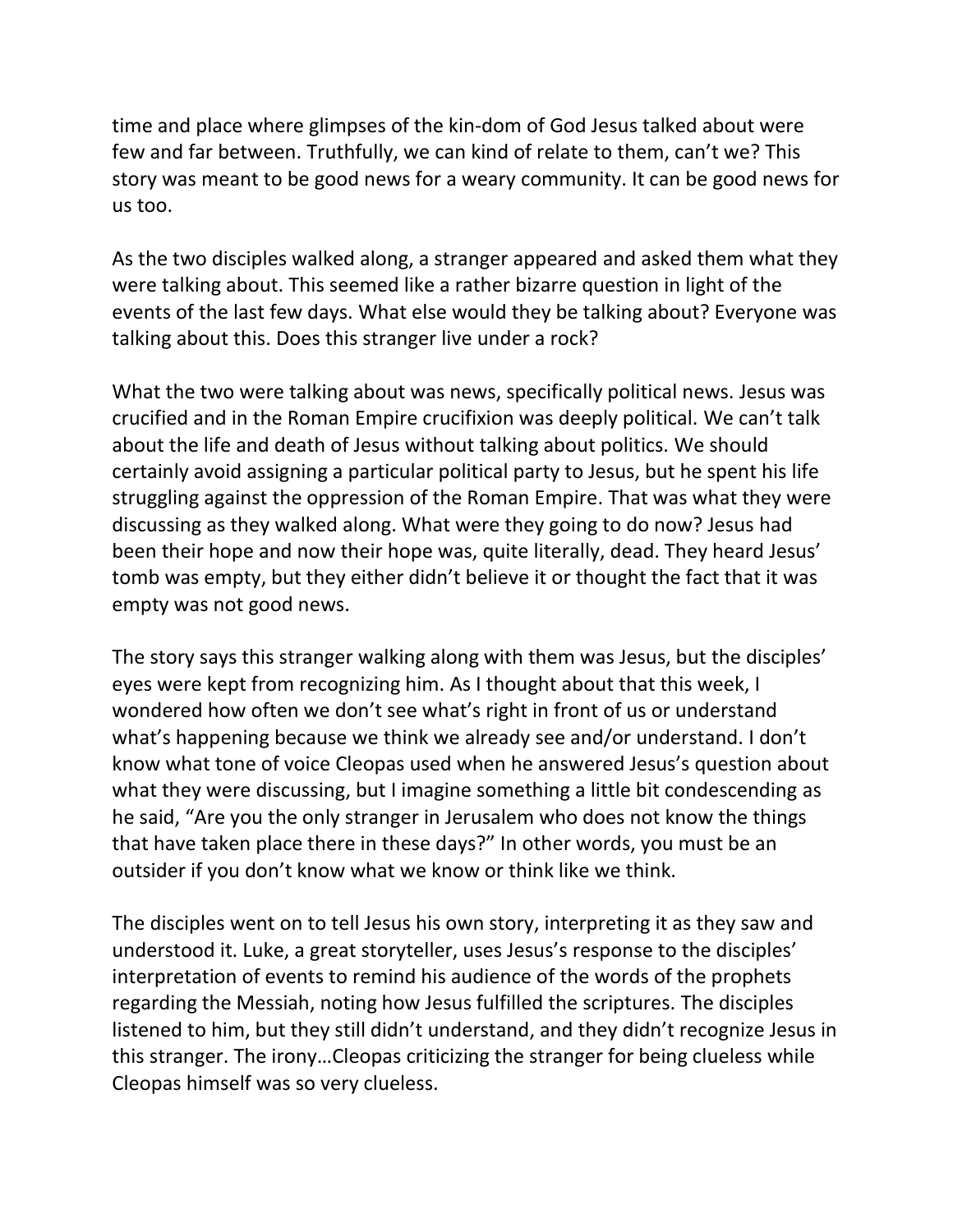time and place where glimpses of the kin-dom of God Jesus talked about were few and far between. Truthfully, we can kind of relate to them, can't we? This story was meant to be good news for a weary community. It can be good news for us too.

As the two disciples walked along, a stranger appeared and asked them what they were talking about. This seemed like a rather bizarre question in light of the events of the last few days. What else would they be talking about? Everyone was talking about this. Does this stranger live under a rock?

What the two were talking about was news, specifically political news. Jesus was crucified and in the Roman Empire crucifixion was deeply political. We can't talk about the life and death of Jesus without talking about politics. We should certainly avoid assigning a particular political party to Jesus, but he spent his life struggling against the oppression of the Roman Empire. That was what they were discussing as they walked along. What were they going to do now? Jesus had been their hope and now their hope was, quite literally, dead. They heard Jesus' tomb was empty, but they either didn't believe it or thought the fact that it was empty was not good news.

The story says this stranger walking along with them was Jesus, but the disciples' eyes were kept from recognizing him. As I thought about that this week, I wondered how often we don't see what's right in front of us or understand what's happening because we think we already see and/or understand. I don't know what tone of voice Cleopas used when he answered Jesus's question about what they were discussing, but I imagine something a little bit condescending as he said, "Are you the only stranger in Jerusalem who does not know the things that have taken place there in these days?" In other words, you must be an outsider if you don't know what we know or think like we think.

The disciples went on to tell Jesus his own story, interpreting it as they saw and understood it. Luke, a great storyteller, uses Jesus's response to the disciples' interpretation of events to remind his audience of the words of the prophets regarding the Messiah, noting how Jesus fulfilled the scriptures. The disciples listened to him, but they still didn't understand, and they didn't recognize Jesus in this stranger. The irony…Cleopas criticizing the stranger for being clueless while Cleopas himself was so very clueless.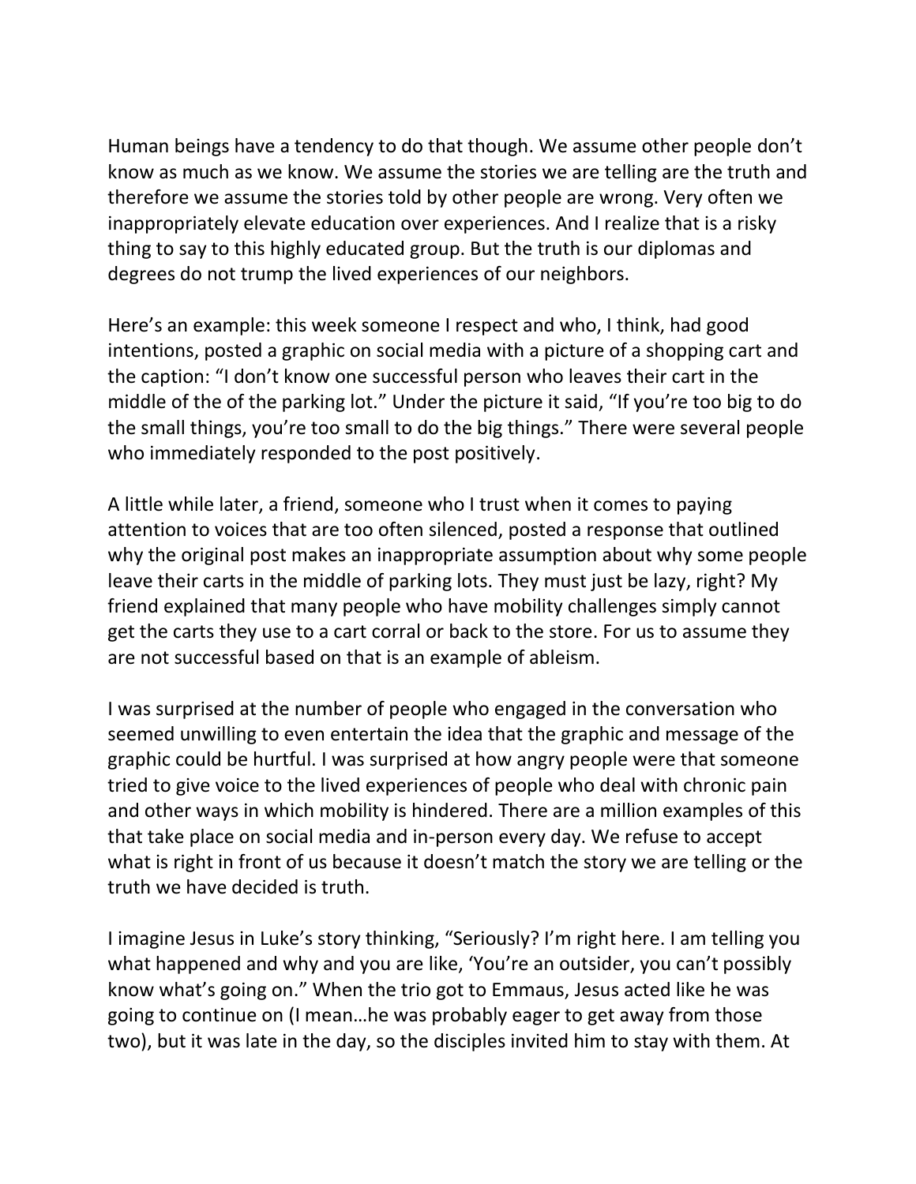Human beings have a tendency to do that though. We assume other people don't know as much as we know. We assume the stories we are telling are the truth and therefore we assume the stories told by other people are wrong. Very often we inappropriately elevate education over experiences. And I realize that is a risky thing to say to this highly educated group. But the truth is our diplomas and degrees do not trump the lived experiences of our neighbors.

Here's an example: this week someone I respect and who, I think, had good intentions, posted a graphic on social media with a picture of a shopping cart and the caption: "I don't know one successful person who leaves their cart in the middle of the of the parking lot." Under the picture it said, "If you're too big to do the small things, you're too small to do the big things." There were several people who immediately responded to the post positively.

A little while later, a friend, someone who I trust when it comes to paying attention to voices that are too often silenced, posted a response that outlined why the original post makes an inappropriate assumption about why some people leave their carts in the middle of parking lots. They must just be lazy, right? My friend explained that many people who have mobility challenges simply cannot get the carts they use to a cart corral or back to the store. For us to assume they are not successful based on that is an example of ableism.

I was surprised at the number of people who engaged in the conversation who seemed unwilling to even entertain the idea that the graphic and message of the graphic could be hurtful. I was surprised at how angry people were that someone tried to give voice to the lived experiences of people who deal with chronic pain and other ways in which mobility is hindered. There are a million examples of this that take place on social media and in-person every day. We refuse to accept what is right in front of us because it doesn't match the story we are telling or the truth we have decided is truth.

I imagine Jesus in Luke's story thinking, "Seriously? I'm right here. I am telling you what happened and why and you are like, 'You're an outsider, you can't possibly know what's going on." When the trio got to Emmaus, Jesus acted like he was going to continue on (I mean…he was probably eager to get away from those two), but it was late in the day, so the disciples invited him to stay with them. At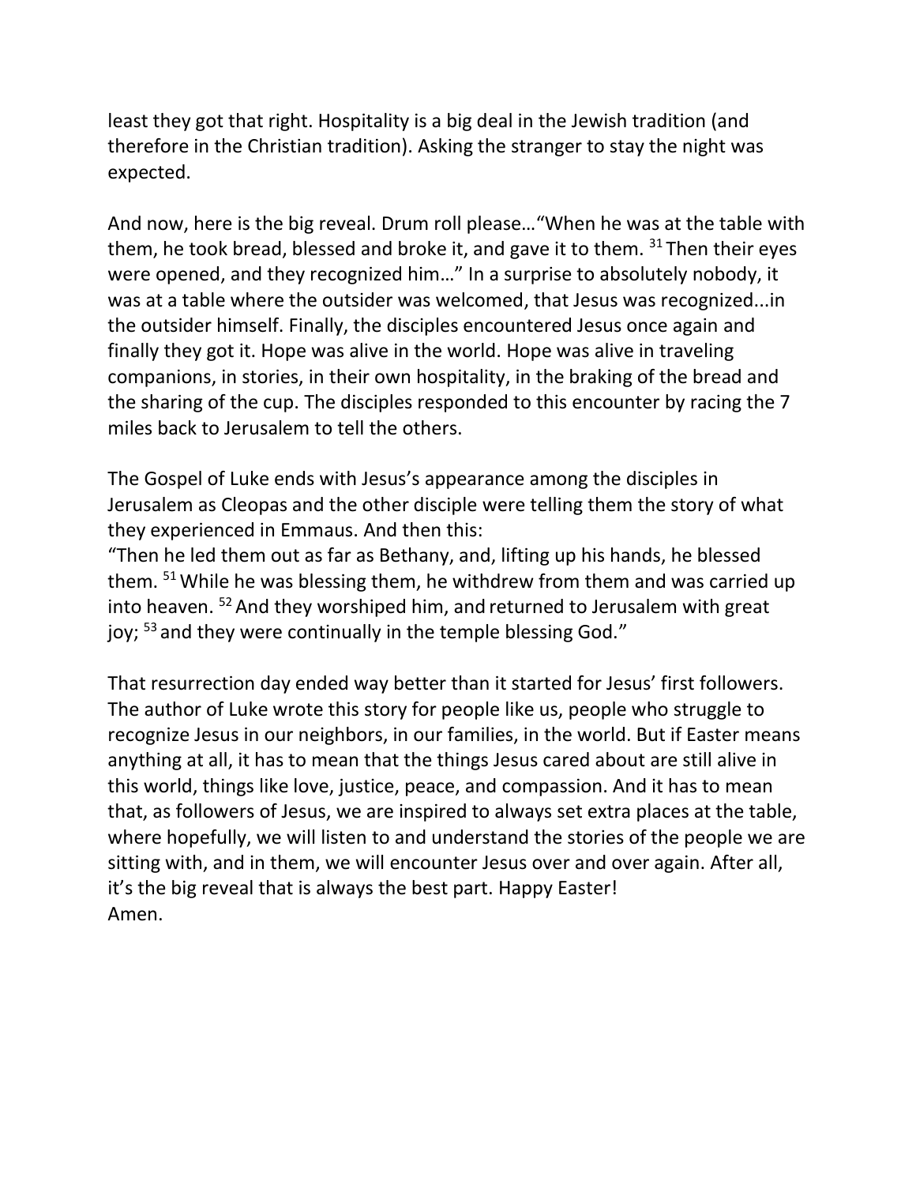least they got that right. Hospitality is a big deal in the Jewish tradition (and therefore in the Christian tradition). Asking the stranger to stay the night was expected.

And now, here is the big reveal. Drum roll please…"When he was at the table with them, he took bread, blessed and broke it, and gave it to them. [31] Then their eyes were opened, and they recognized him…" In a surprise to absolutely nobody, it was at a table where the outsider was welcomed, that Jesus was recognized...in the outsider himself. Finally, the disciples encountered Jesus once again and finally they got it. Hope was alive in the world. Hope was alive in traveling companions, in stories, in their own hospitality, in the braking of the bread and the sharing of the cup. The disciples responded to this encounter by racing the 7 miles back to Jerusalem to tell the others.

The Gospel of Luke ends with Jesus's appearance among the disciples in Jerusalem as Cleopas and the other disciple were telling them the story of what they experienced in Emmaus. And then this:
"Then he led them out as far as Bethany, and, lifting up his hands, he blessed them. [51] While he was blessing them, he withdrew from them and was carried up into heaven. [52] And they worshiped him, and returned to Jerusalem with great joy; [53] and they were continually in the temple blessing God."

That resurrection day ended way better than it started for Jesus' first followers. The author of Luke wrote this story for people like us, people who struggle to recognize Jesus in our neighbors, in our families, in the world. But if Easter means anything at all, it has to mean that the things Jesus cared about are still alive in this world, things like love, justice, peace, and compassion. And it has to mean that, as followers of Jesus, we are inspired to always set extra places at the table, where hopefully, we will listen to and understand the stories of the people we are sitting with, and in them, we will encounter Jesus over and over again. After all, it's the big reveal that is always the best part. Happy Easter!
Amen.